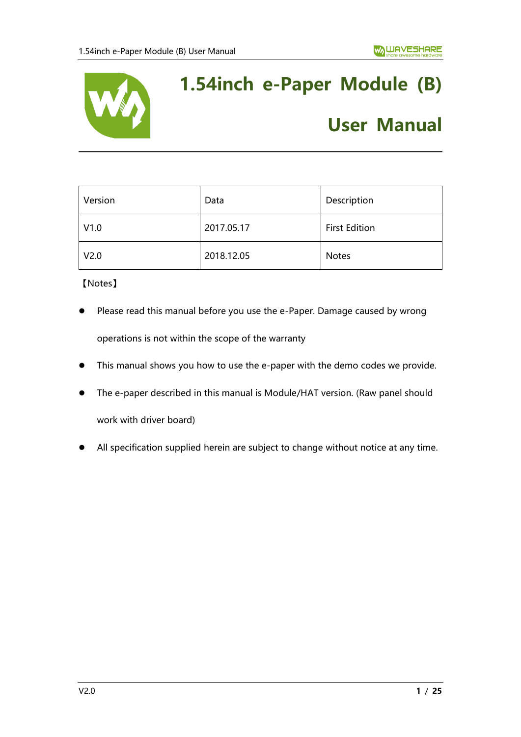# 1.54inch e-Paper Module (B) User Manual

| Version | Data | Description |
|---|---|---|
| V1.0 | 2017.05.17 | First Edition |
| V2.0 | 2018.12.05 | Notes |

【Notes】

- Please read this manual before you use the e-Paper. Damage caused by wrong operations is not within the scope of the warranty
- This manual shows you how to use the e-paper with the demo codes we provide.
- The e-paper described in this manual is Module/HAT version. (Raw panel should work with driver board)
- All specification supplied herein are subject to change without notice at any time.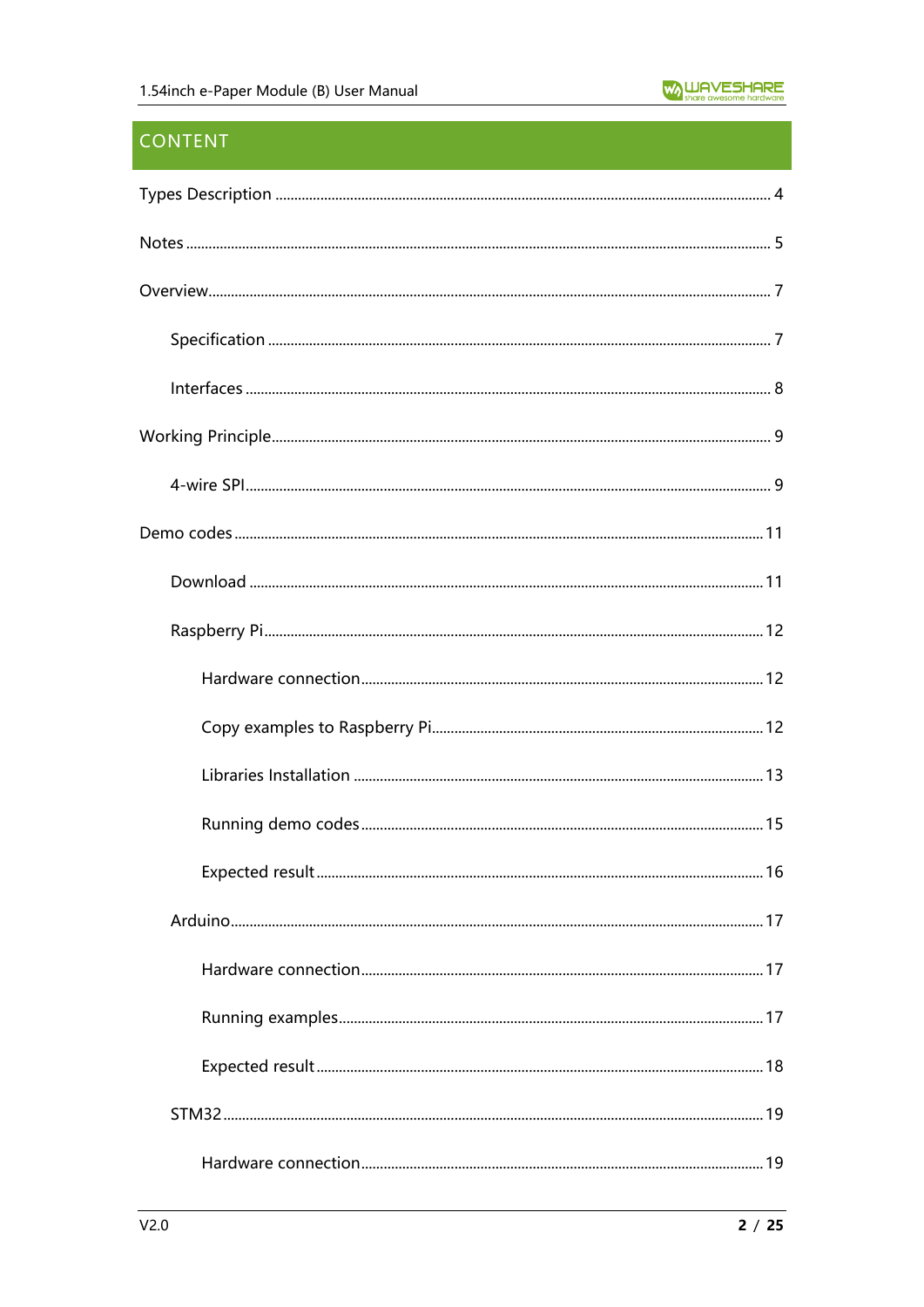# CONTENT

- Types Description ........ 4
- Notes ........ 5
- Overview ........ 7
  - Specification ........ 7
  - Interfaces ........ 8
- Working Principle ........ 9
  - 4-wire SPI ........ 9
- Demo codes ........ 11
  - Download ........ 11
  - Raspberry Pi ........ 12
    - Hardware connection ........ 12
    - Copy examples to Raspberry Pi ........ 12
    - Libraries Installation ........ 13
    - Running demo codes ........ 15
    - Expected result ........ 16
  - Arduino ........ 17
    - Hardware connection ........ 17
    - Running examples ........ 17
    - Expected result ........ 18
  - STM32 ........ 19
    - Hardware connection ........ 19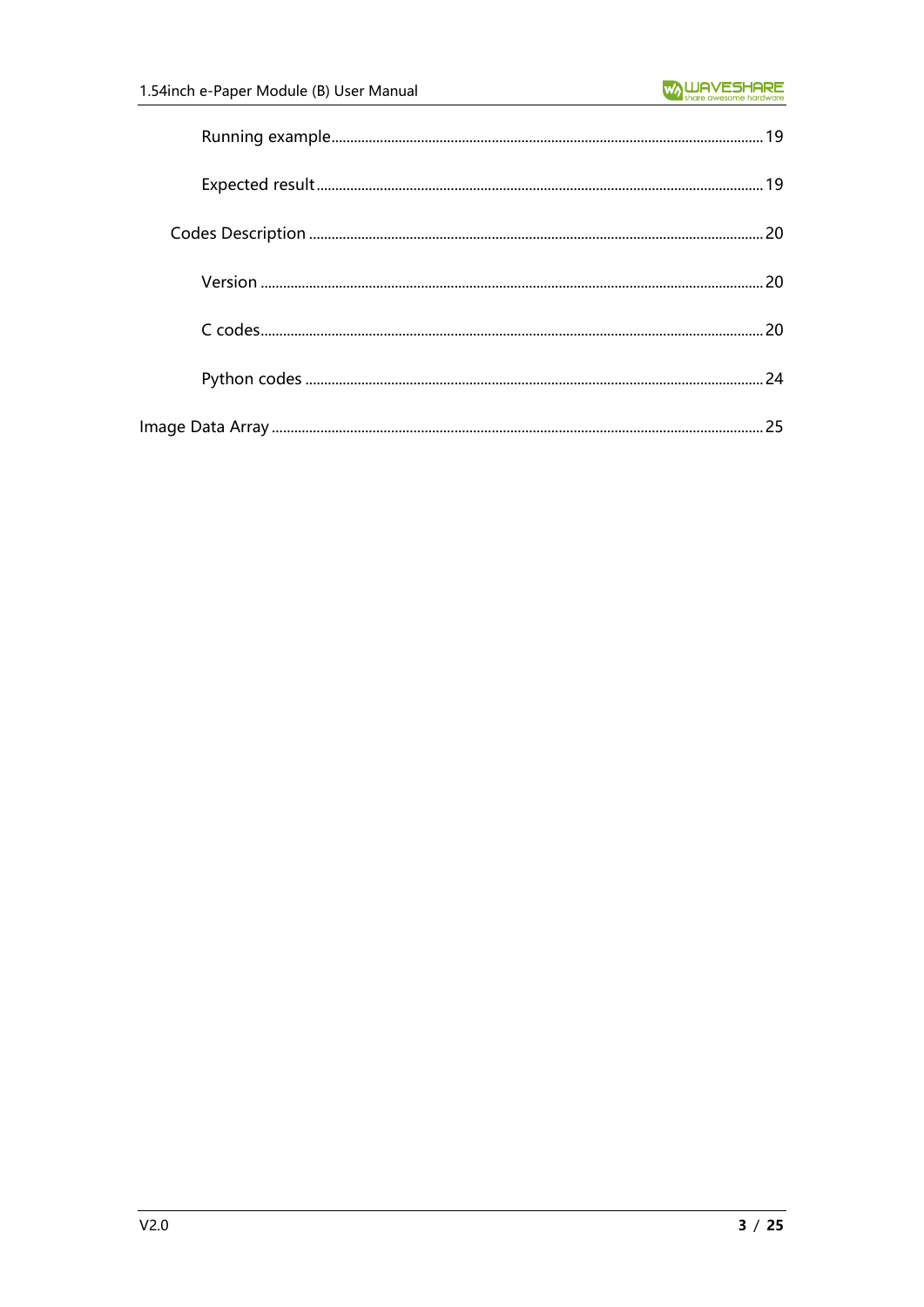Running example........................................................................................................19

Expected result........................................................................................................19

Codes Description........................................................................................................20

Version........................................................................................................20

C codes........................................................................................................20

Python codes........................................................................................................24

Image Data Array........................................................................................................25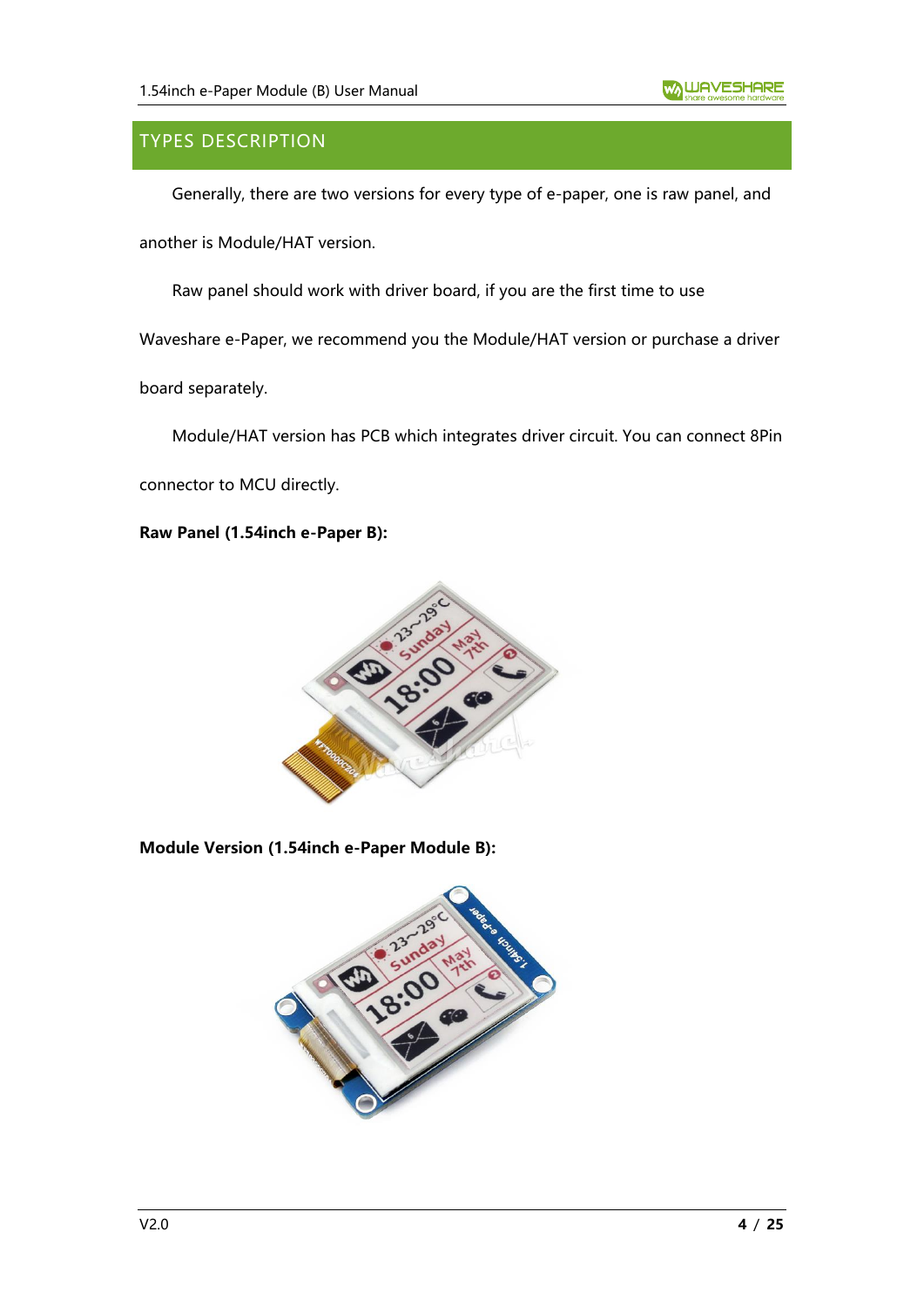## TYPES DESCRIPTION

Generally, there are two versions for every type of e-paper, one is raw panel, and another is Module/HAT version.

Raw panel should work with driver board, if you are the first time to use Waveshare e-Paper, we recommend you the Module/HAT version or purchase a driver board separately.

Module/HAT version has PCB which integrates driver circuit. You can connect 8Pin connector to MCU directly.

**Raw Panel (1.54inch e-Paper B):**

**Module Version (1.54inch e-Paper Module B):**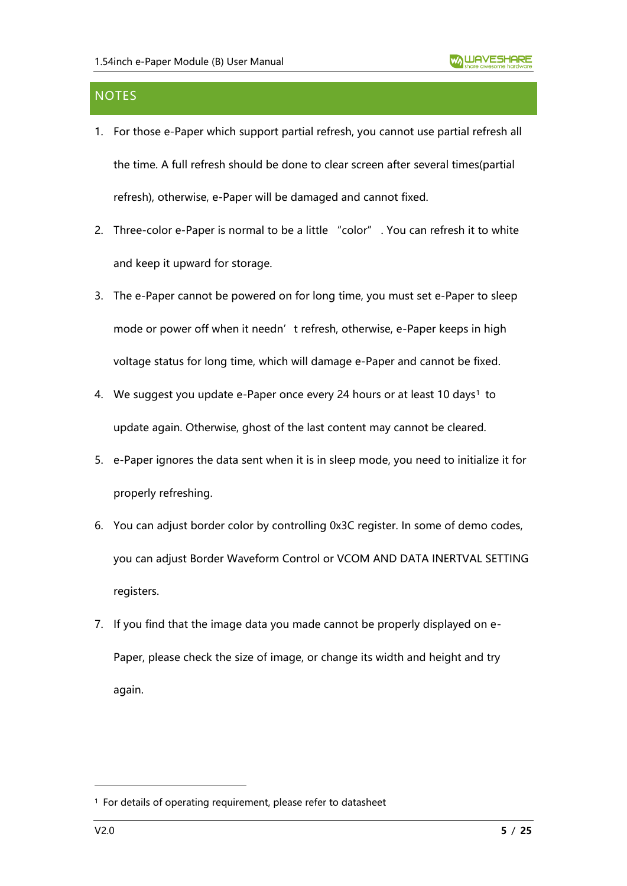## NOTES

1. For those e-Paper which support partial refresh, you cannot use partial refresh all the time. A full refresh should be done to clear screen after several times(partial refresh), otherwise, e-Paper will be damaged and cannot fixed.
2. Three-color e-Paper is normal to be a little "color". You can refresh it to white and keep it upward for storage.
3. The e-Paper cannot be powered on for long time, you must set e-Paper to sleep mode or power off when it needn't refresh, otherwise, e-Paper keeps in high voltage status for long time, which will damage e-Paper and cannot be fixed.
4. We suggest you update e-Paper once every 24 hours or at least 10 days[1] to update again. Otherwise, ghost of the last content may cannot be cleared.
5. e-Paper ignores the data sent when it is in sleep mode, you need to initialize it for properly refreshing.
6. You can adjust border color by controlling 0x3C register. In some of demo codes, you can adjust Border Waveform Control or VCOM AND DATA INERTVAL SETTING registers.
7. If you find that the image data you made cannot be properly displayed on e-Paper, please check the size of image, or change its width and height and try again.

---

[1] For details of operating requirement, please refer to datasheet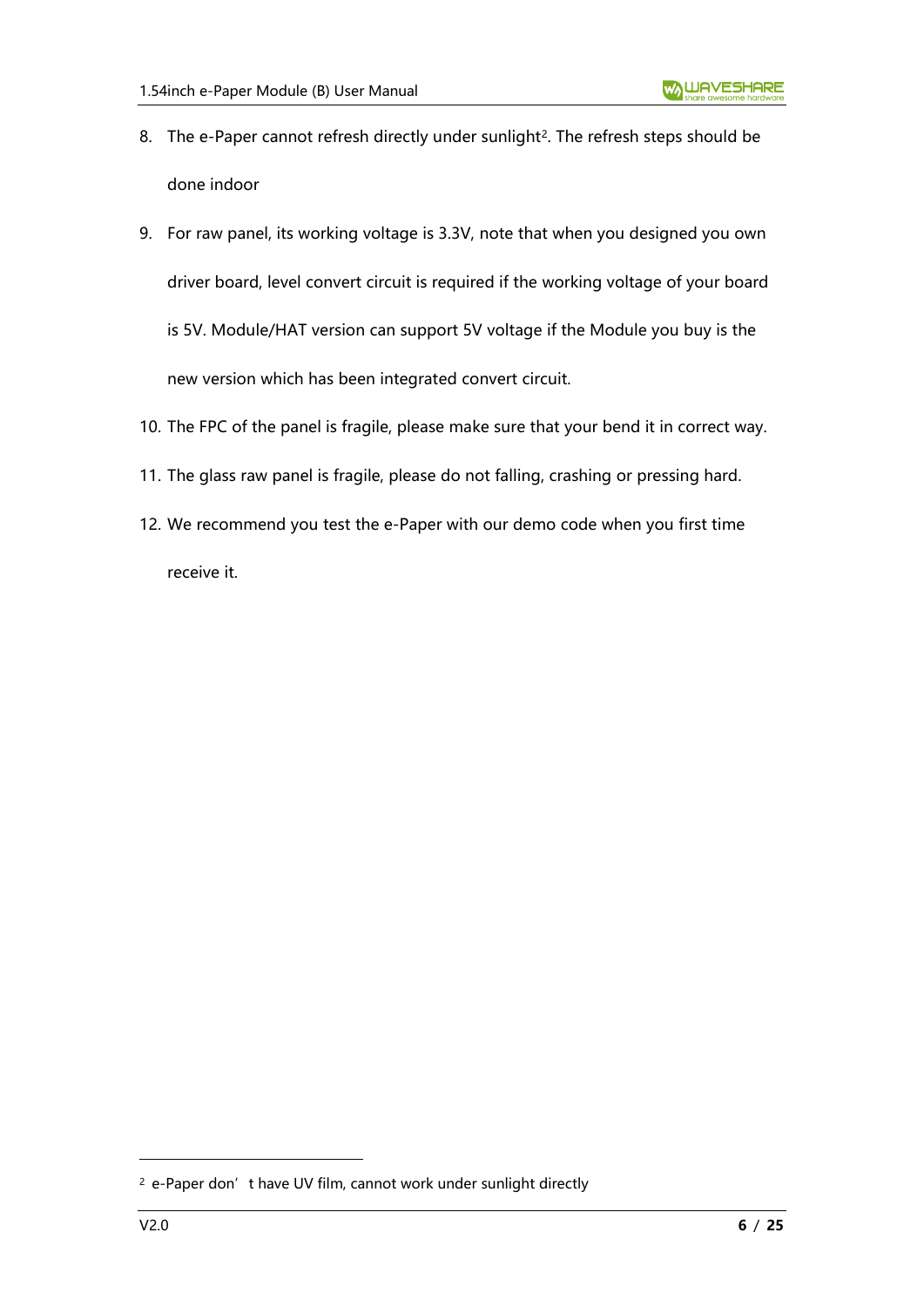8. The e-Paper cannot refresh directly under sunlight[2]. The refresh steps should be done indoor
9. For raw panel, its working voltage is 3.3V, note that when you designed you own driver board, level convert circuit is required if the working voltage of your board is 5V. Module/HAT version can support 5V voltage if the Module you buy is the new version which has been integrated convert circuit.
10. The FPC of the panel is fragile, please make sure that your bend it in correct way.
11. The glass raw panel is fragile, please do not falling, crashing or pressing hard.
12. We recommend you test the e-Paper with our demo code when you first time receive it.

[2] e-Paper don’t have UV film, cannot work under sunlight directly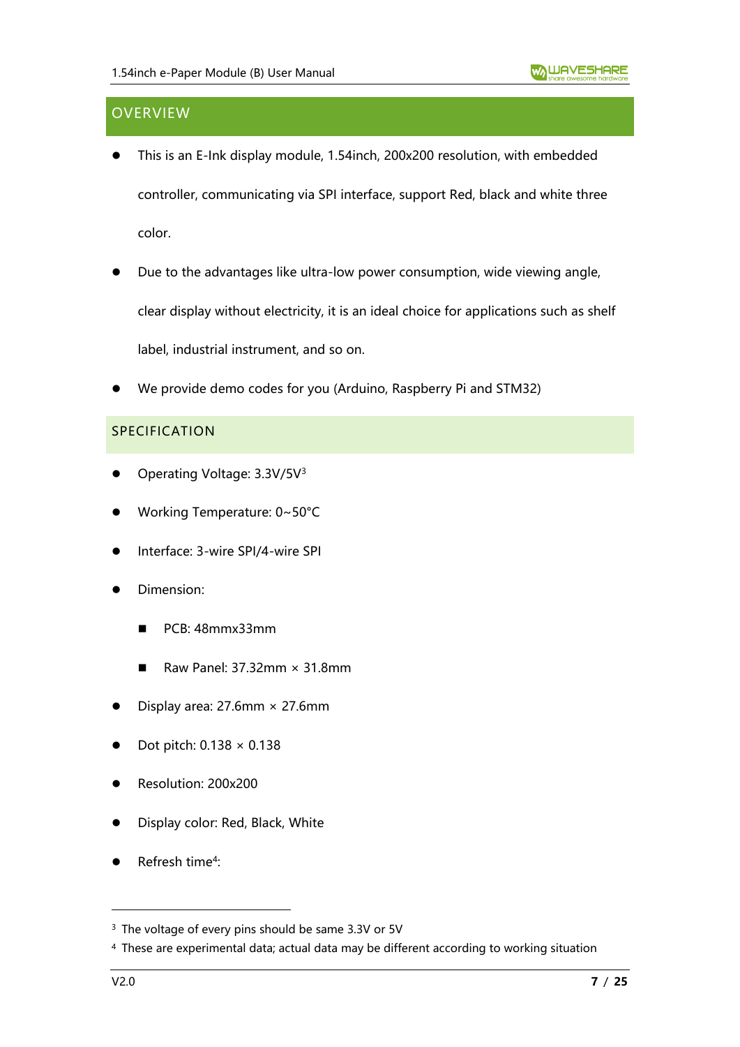## OVERVIEW

- This is an E-Ink display module, 1.54inch, 200x200 resolution, with embedded controller, communicating via SPI interface, support Red, black and white three color.
- Due to the advantages like ultra-low power consumption, wide viewing angle, clear display without electricity, it is an ideal choice for applications such as shelf label, industrial instrument, and so on.
- We provide demo codes for you (Arduino, Raspberry Pi and STM32)

## SPECIFICATION

- Operating Voltage: 3.3V/5V[3]
- Working Temperature: 0~50°C
- Interface: 3-wire SPI/4-wire SPI
- Dimension:
  - PCB: 48mmx33mm
  - Raw Panel: 37.32mm × 31.8mm
- Display area: 27.6mm × 27.6mm
- Dot pitch: 0.138 × 0.138
- Resolution: 200x200
- Display color: Red, Black, White
- Refresh time[4]:

---

[3] The voltage of every pins should be same 3.3V or 5V

[4] These are experimental data; actual data may be different according to working situation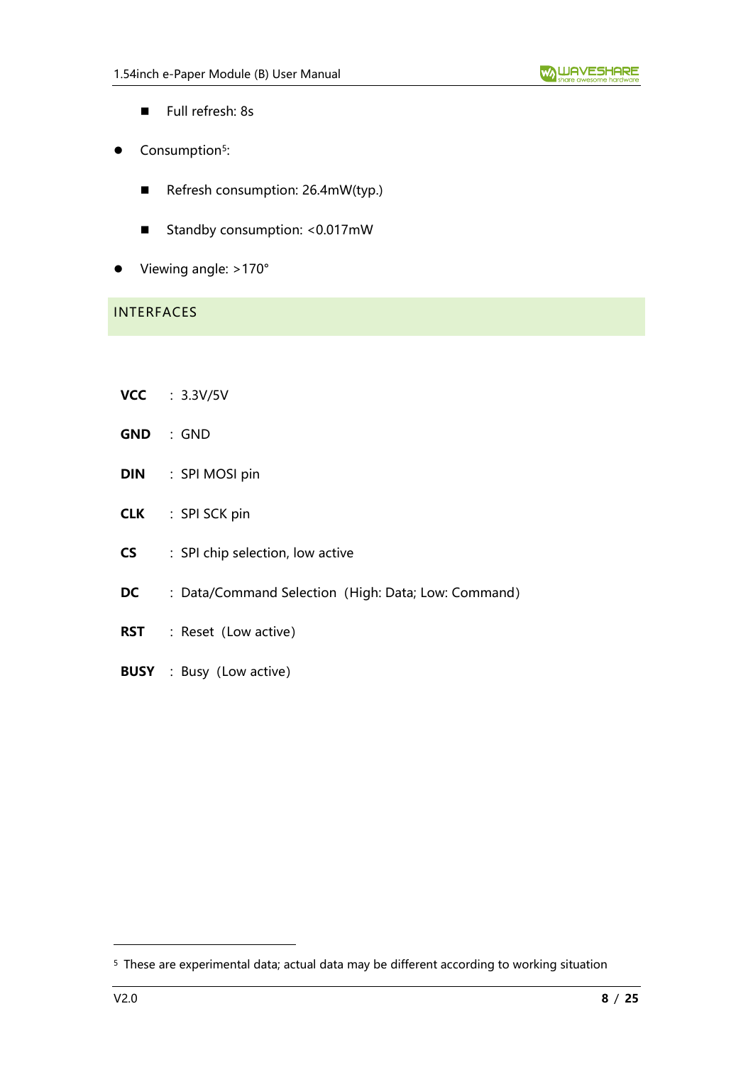- Full refresh: 8s

- Consumption[5]:
  - Refresh consumption: 26.4mW(typ.)
  - Standby consumption: <0.017mW
- Viewing angle: >170°

## INTERFACES

**VCC** : 3.3V/5V

**GND** : GND

**DIN** : SPI MOSI pin

**CLK** : SPI SCK pin

**CS** : SPI chip selection, low active

**DC** : Data/Command Selection（High: Data; Low: Command）

**RST** : Reset（Low active）

**BUSY** : Busy（Low active）

---

[5] These are experimental data; actual data may be different according to working situation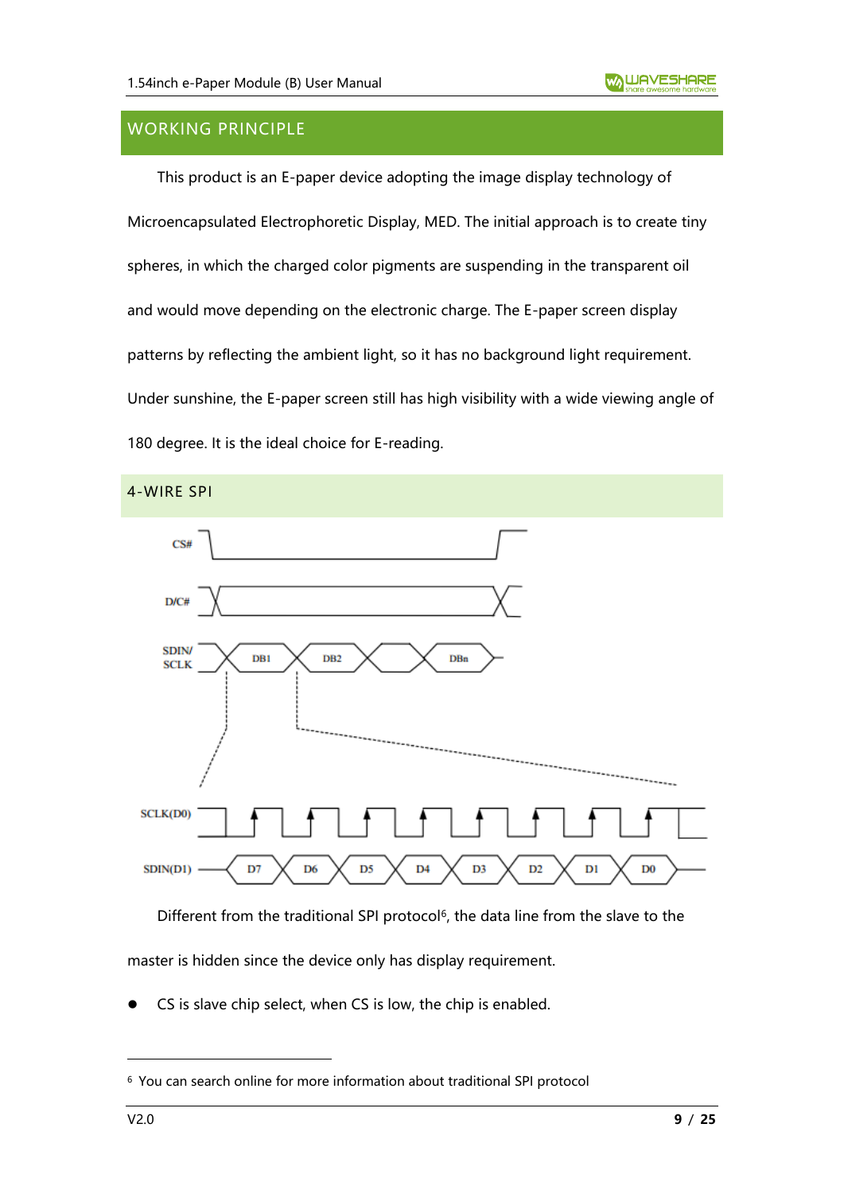## WORKING PRINCIPLE

This product is an E-paper device adopting the image display technology of Microencapsulated Electrophoretic Display, MED. The initial approach is to create tiny spheres, in which the charged color pigments are suspending in the transparent oil and would move depending on the electronic charge. The E-paper screen display patterns by reflecting the ambient light, so it has no background light requirement. Under sunshine, the E-paper screen still has high visibility with a wide viewing angle of 180 degree. It is the ideal choice for E-reading.

### 4-WIRE SPI

Different from the traditional SPI protocol[6], the data line from the slave to the master is hidden since the device only has display requirement.

- CS is slave chip select, when CS is low, the chip is enabled.

[6] You can search online for more information about traditional SPI protocol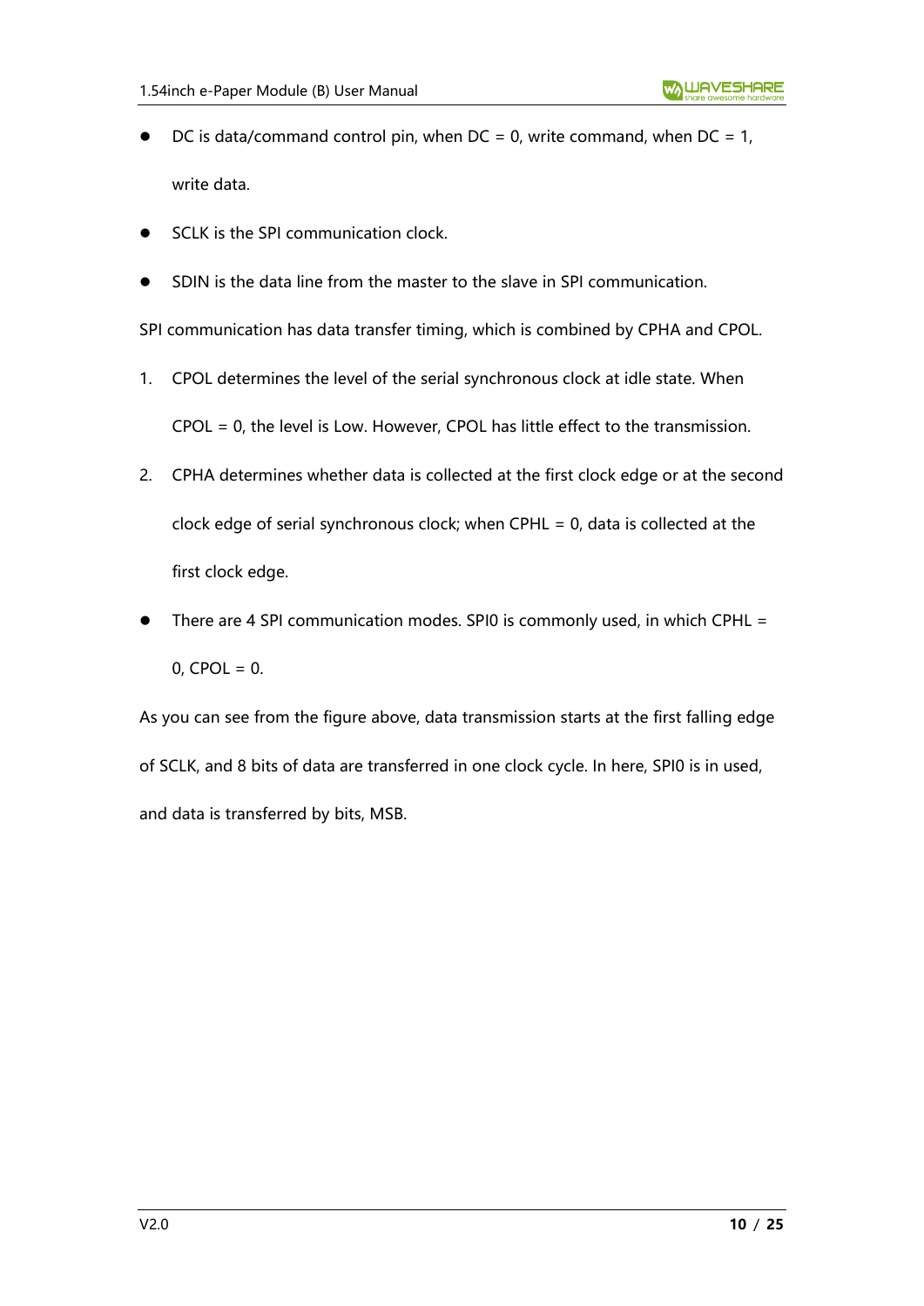- DC is data/command control pin, when DC = 0, write command, when DC = 1, write data.
- SCLK is the SPI communication clock.
- SDIN is the data line from the master to the slave in SPI communication.

SPI communication has data transfer timing, which is combined by CPHA and CPOL.

1. CPOL determines the level of the serial synchronous clock at idle state. When CPOL = 0, the level is Low. However, CPOL has little effect to the transmission.
2. CPHA determines whether data is collected at the first clock edge or at the second clock edge of serial synchronous clock; when CPHL = 0, data is collected at the first clock edge.

- There are 4 SPI communication modes. SPI0 is commonly used, in which CPHL = 0, CPOL = 0.

As you can see from the figure above, data transmission starts at the first falling edge of SCLK, and 8 bits of data are transferred in one clock cycle. In here, SPI0 is in used, and data is transferred by bits, MSB.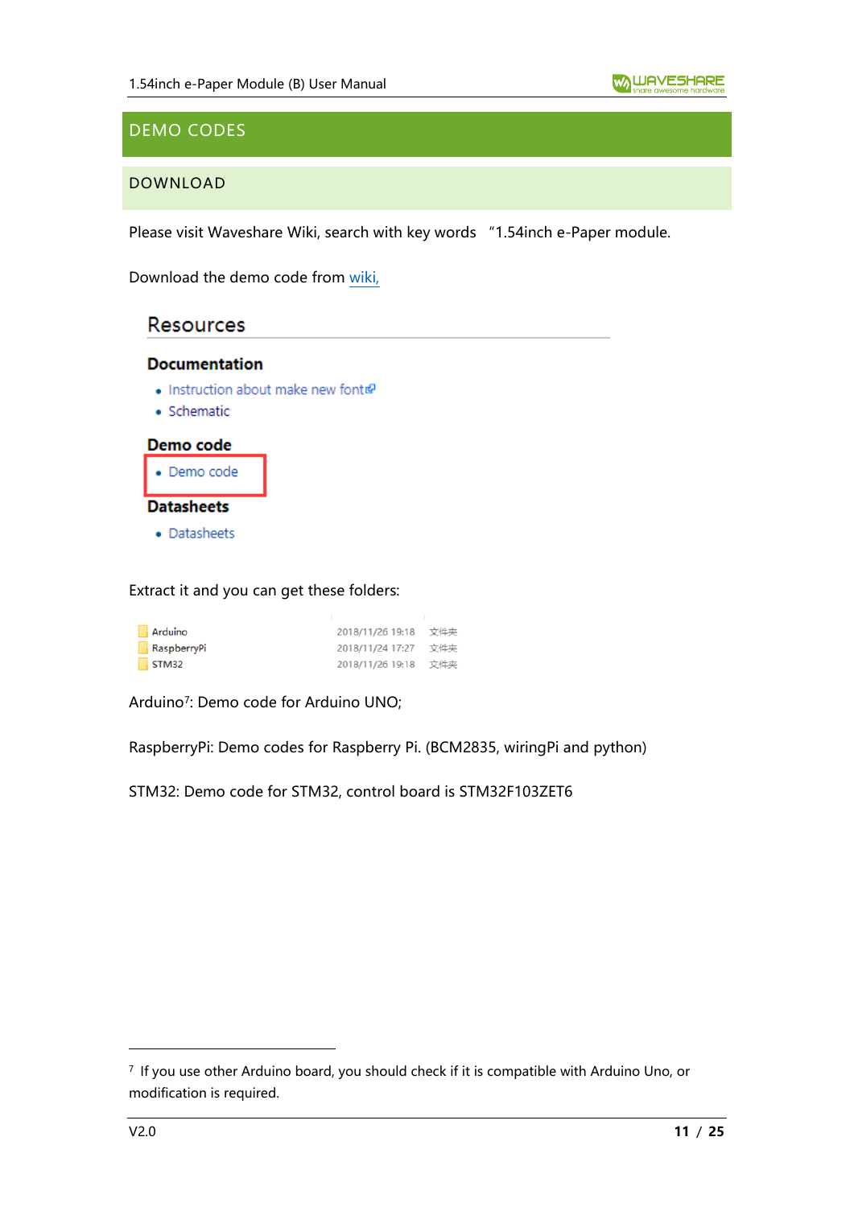# DEMO CODES

## DOWNLOAD

Please visit Waveshare Wiki, search with key words "1.54inch e-Paper module.

Download the demo code from wiki,

### Resources

**Documentation**

- Instruction about make new font
- Schematic

**Demo code**

- Demo code

**Datasheets**

- Datasheets

Extract it and you can get these folders:

| Name | Date | Type |
|---|---|---|
| Arduino | 2018/11/26 19:18 | 文件夹 |
| RaspberryPi | 2018/11/24 17:27 | 文件夹 |
| STM32 | 2018/11/26 19:18 | 文件夹 |

Arduino[7]: Demo code for Arduino UNO;

RaspberryPi: Demo codes for Raspberry Pi. (BCM2835, wiringPi and python)

STM32: Demo code for STM32, control board is STM32F103ZET6

---

[7] If you use other Arduino board, you should check if it is compatible with Arduino Uno, or modification is required.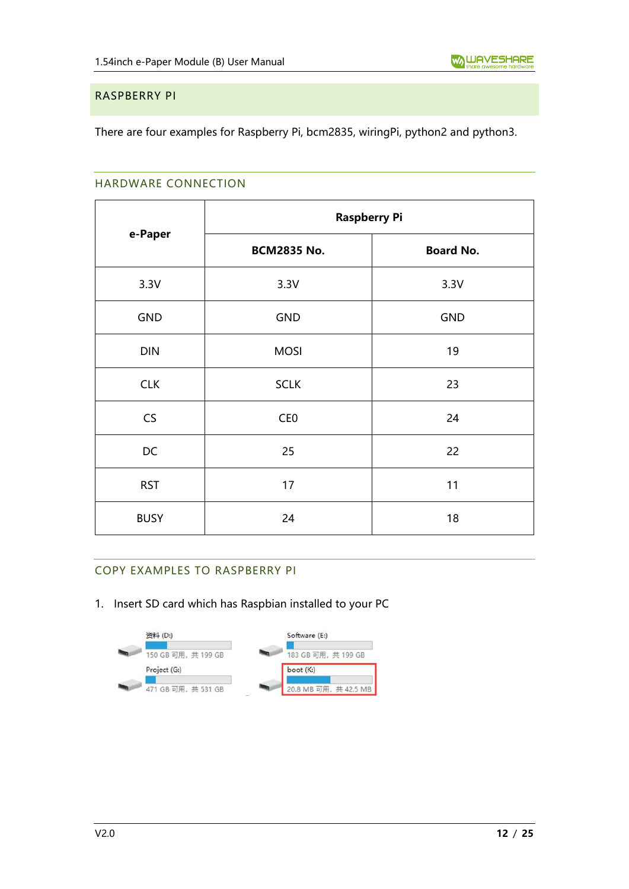## RASPBERRY PI

There are four examples for Raspberry Pi, bcm2835, wiringPi, python2 and python3.

### HARDWARE CONNECTION

| e-Paper | Raspberry Pi | |
|---|---|---|
| | **BCM2835 No.** | **Board No.** |
| 3.3V | 3.3V | 3.3V |
| GND | GND | GND |
| DIN | MOSI | 19 |
| CLK | SCLK | 23 |
| CS | CE0 | 24 |
| DC | 25 | 22 |
| RST | 17 | 11 |
| BUSY | 24 | 18 |

### COPY EXAMPLES TO RASPBERRY PI

1. Insert SD card which has Raspbian installed to your PC

资料 (D:) 150 GB 可用，共 199 GB

Software (E:) 183 GB 可用，共 199 GB

Project (G:) 471 GB 可用，共 531 GB

boot (K:) 20.8 MB 可用，共 42.5 MB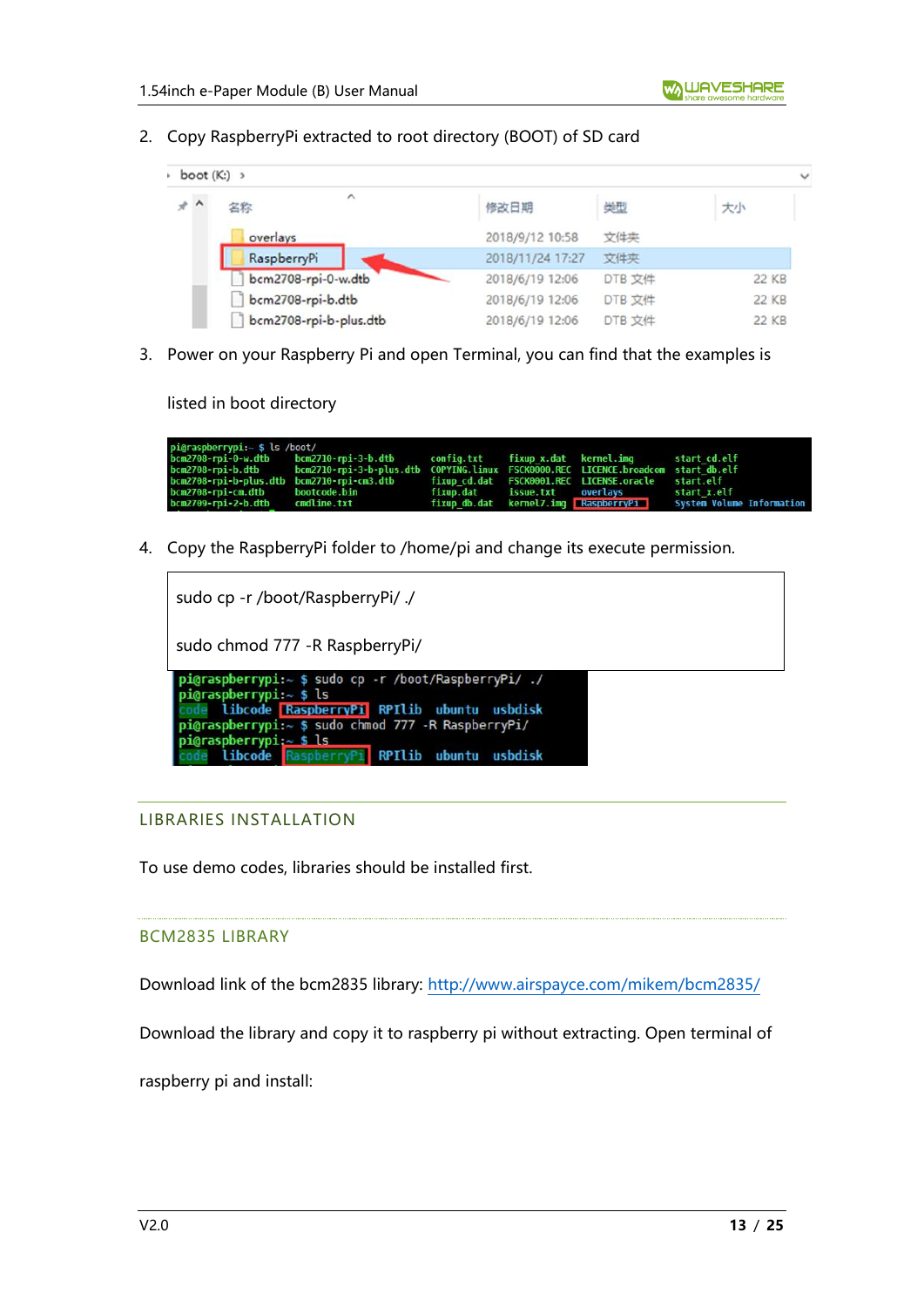2. Copy RaspberryPi extracted to root directory (BOOT) of SD card

3. Power on your Raspberry Pi and open Terminal, you can find that the examples is listed in boot directory

4. Copy the RaspberryPi folder to /home/pi and change its execute permission.

```
sudo cp -r /boot/RaspberryPi/ ./

sudo chmod 777 -R RaspberryPi/
```

## LIBRARIES INSTALLATION

To use demo codes, libraries should be installed first.

### BCM2835 LIBRARY

Download link of the bcm2835 library: http://www.airspayce.com/mikem/bcm2835/

Download the library and copy it to raspberry pi without extracting. Open terminal of raspberry pi and install: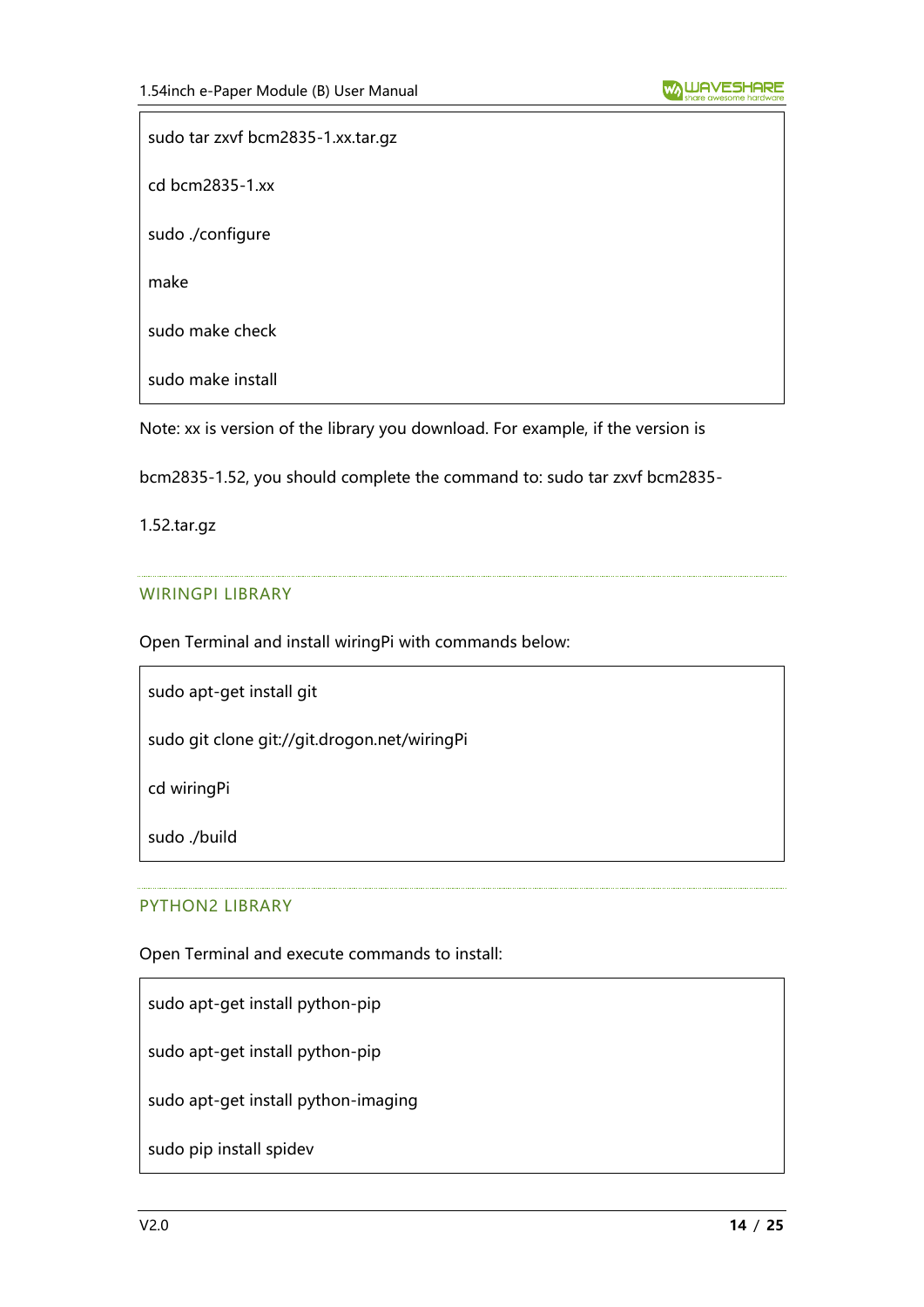```
sudo tar zxvf bcm2835-1.xx.tar.gz

cd bcm2835-1.xx

sudo ./configure

make

sudo make check

sudo make install
```

Note: xx is version of the library you download. For example, if the version is bcm2835-1.52, you should complete the command to: sudo tar zxvf bcm2835-1.52.tar.gz

### WIRINGPI LIBRARY

Open Terminal and install wiringPi with commands below:

```
sudo apt-get install git

sudo git clone git://git.drogon.net/wiringPi

cd wiringPi

sudo ./build
```

### PYTHON2 LIBRARY

Open Terminal and execute commands to install:

```
sudo apt-get install python-pip

sudo apt-get install python-pip

sudo apt-get install python-imaging

sudo pip install spidev
```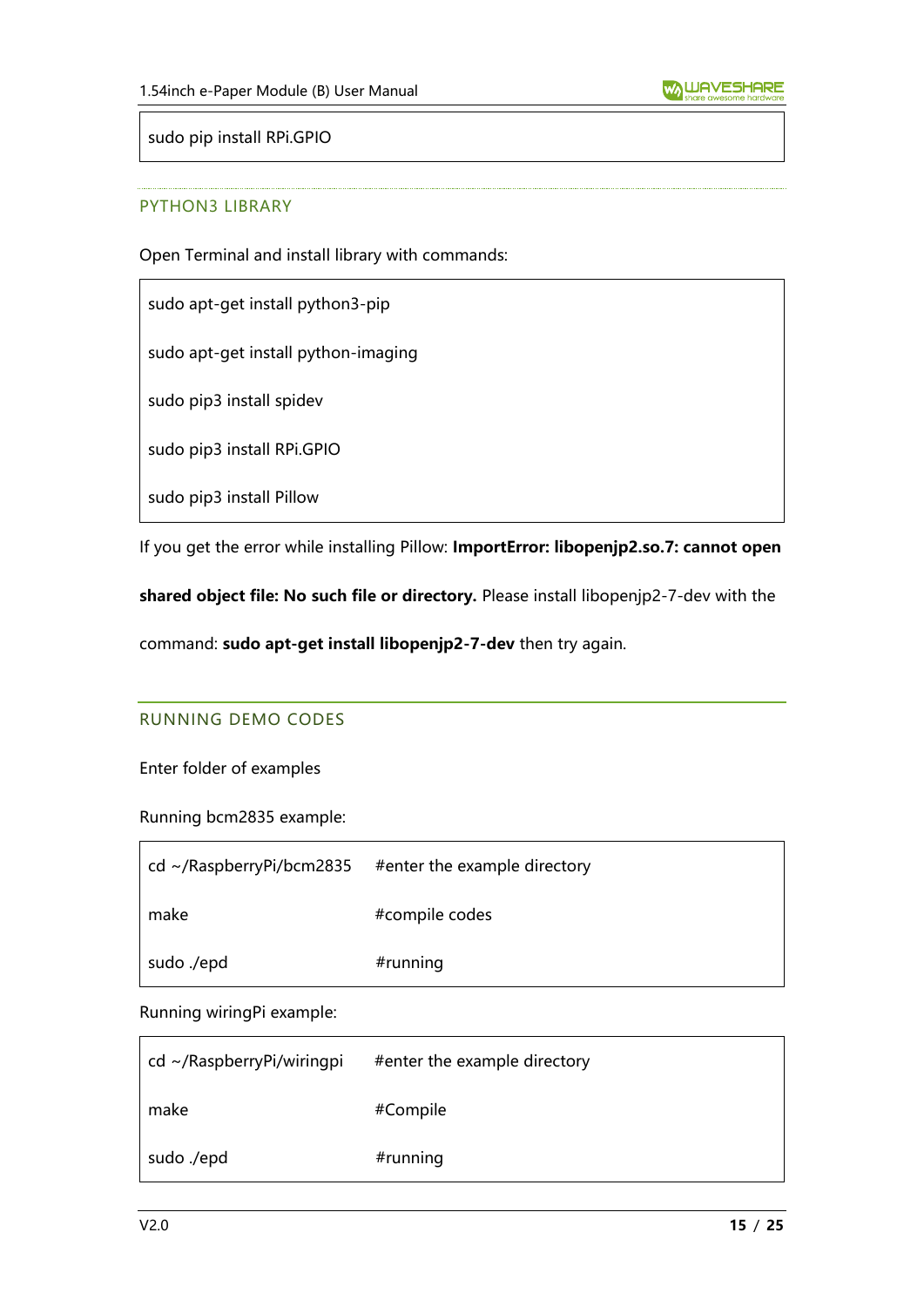```
sudo pip install RPi.GPIO
```

### PYTHON3 LIBRARY

Open Terminal and install library with commands:

```
sudo apt-get install python3-pip

sudo apt-get install python-imaging

sudo pip3 install spidev

sudo pip3 install RPi.GPIO

sudo pip3 install Pillow
```

If you get the error while installing Pillow: **ImportError: libopenjp2.so.7: cannot open shared object file: No such file or directory.** Please install libopenjp2-7-dev with the command: **sudo apt-get install libopenjp2-7-dev** then try again.

## RUNNING DEMO CODES

Enter folder of examples

Running bcm2835 example:

```
cd ~/RaspberryPi/bcm2835     #enter the example directory

make                         #compile codes

sudo ./epd                   #running
```

Running wiringPi example:

```
cd ~/RaspberryPi/wiringpi    #enter the example directory

make                         #Compile

sudo ./epd                   #running
```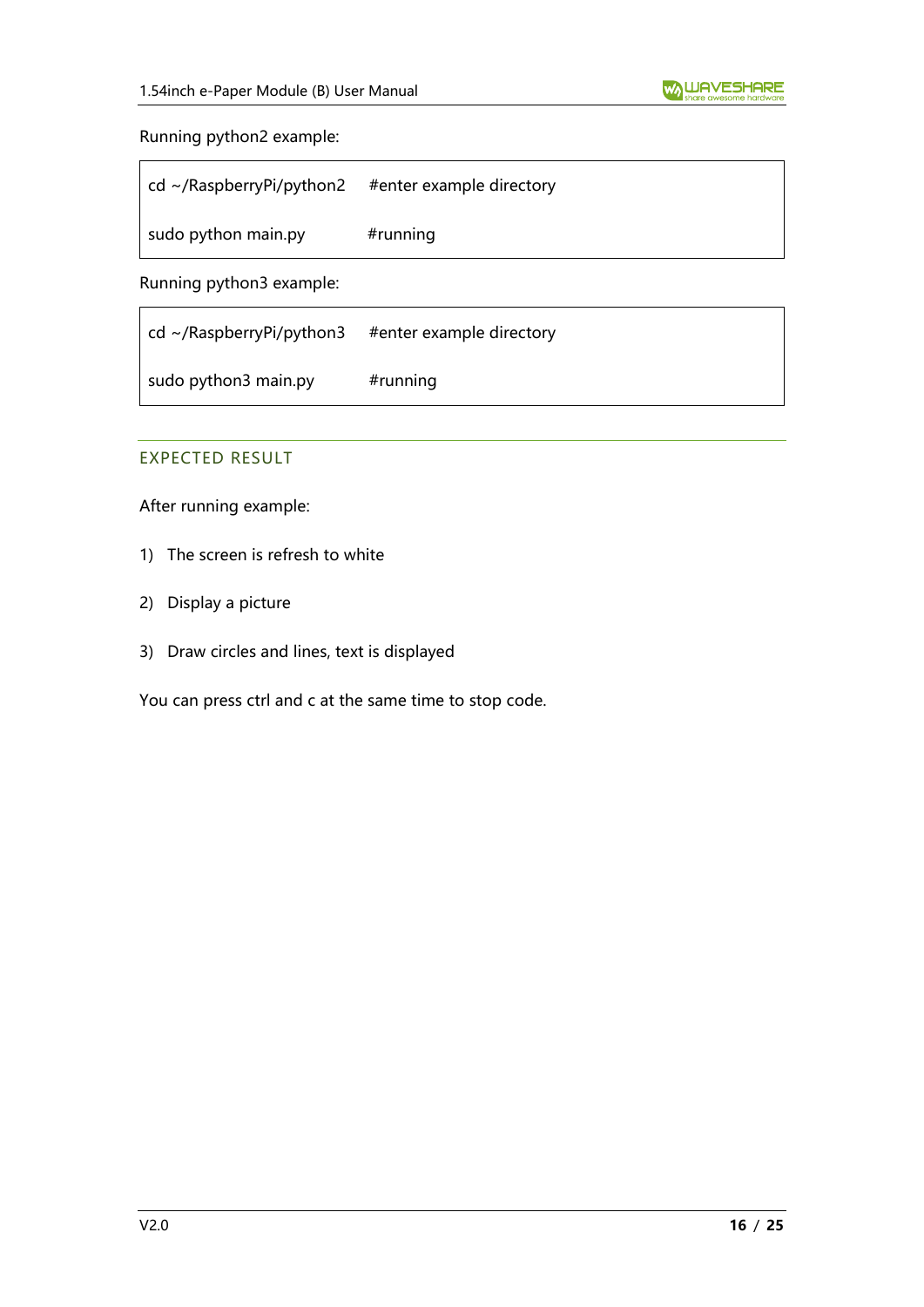Running python2 example:

```
cd ~/RaspberryPi/python2    #enter example directory
sudo python main.py         #running
```

Running python3 example:

```
cd ~/RaspberryPi/python3    #enter example directory
sudo python3 main.py        #running
```

## EXPECTED RESULT

After running example:

1) The screen is refresh to white
2) Display a picture
3) Draw circles and lines, text is displayed

You can press ctrl and c at the same time to stop code.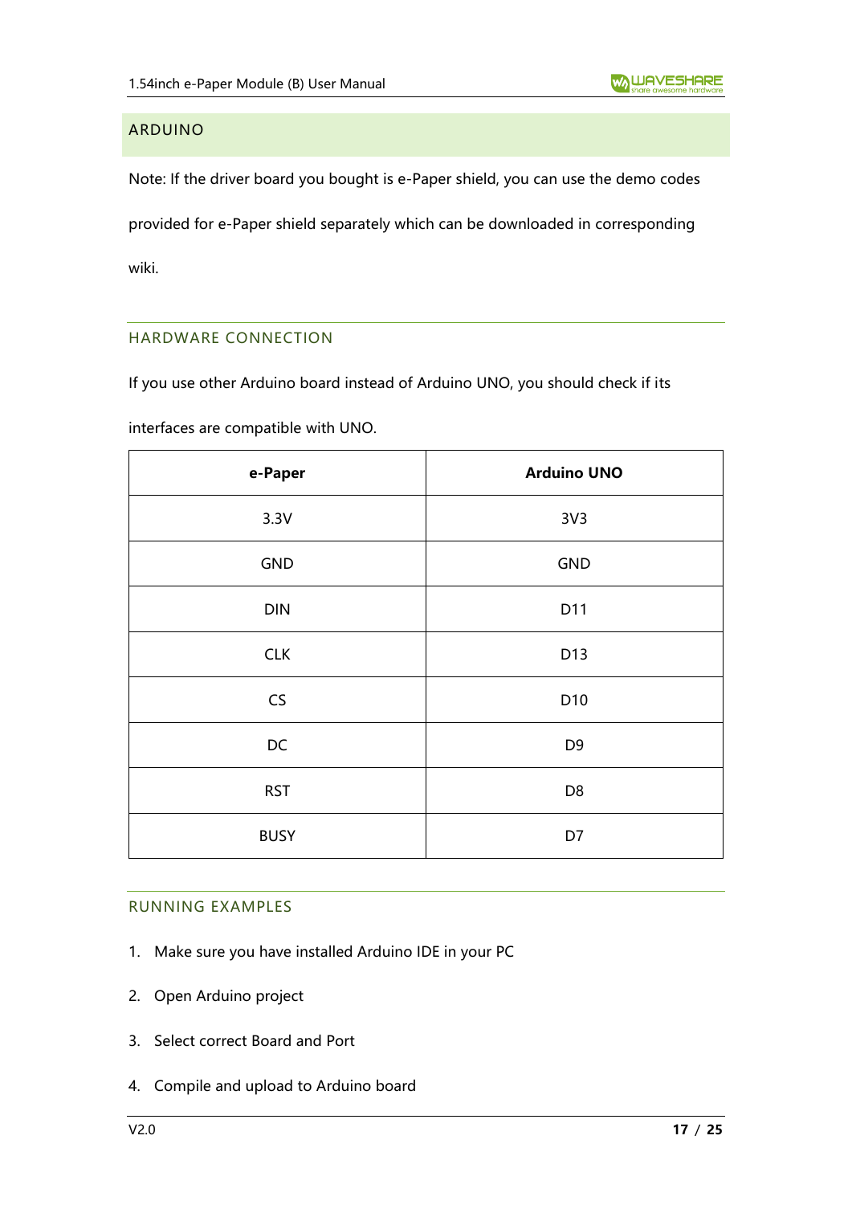## ARDUINO

Note: If the driver board you bought is e-Paper shield, you can use the demo codes provided for e-Paper shield separately which can be downloaded in corresponding wiki.

### HARDWARE CONNECTION

If you use other Arduino board instead of Arduino UNO, you should check if its interfaces are compatible with UNO.

| e-Paper | Arduino UNO |
| --- | --- |
| 3.3V | 3V3 |
| GND | GND |
| DIN | D11 |
| CLK | D13 |
| CS | D10 |
| DC | D9 |
| RST | D8 |
| BUSY | D7 |

### RUNNING EXAMPLES

1. Make sure you have installed Arduino IDE in your PC
2. Open Arduino project
3. Select correct Board and Port
4. Compile and upload to Arduino board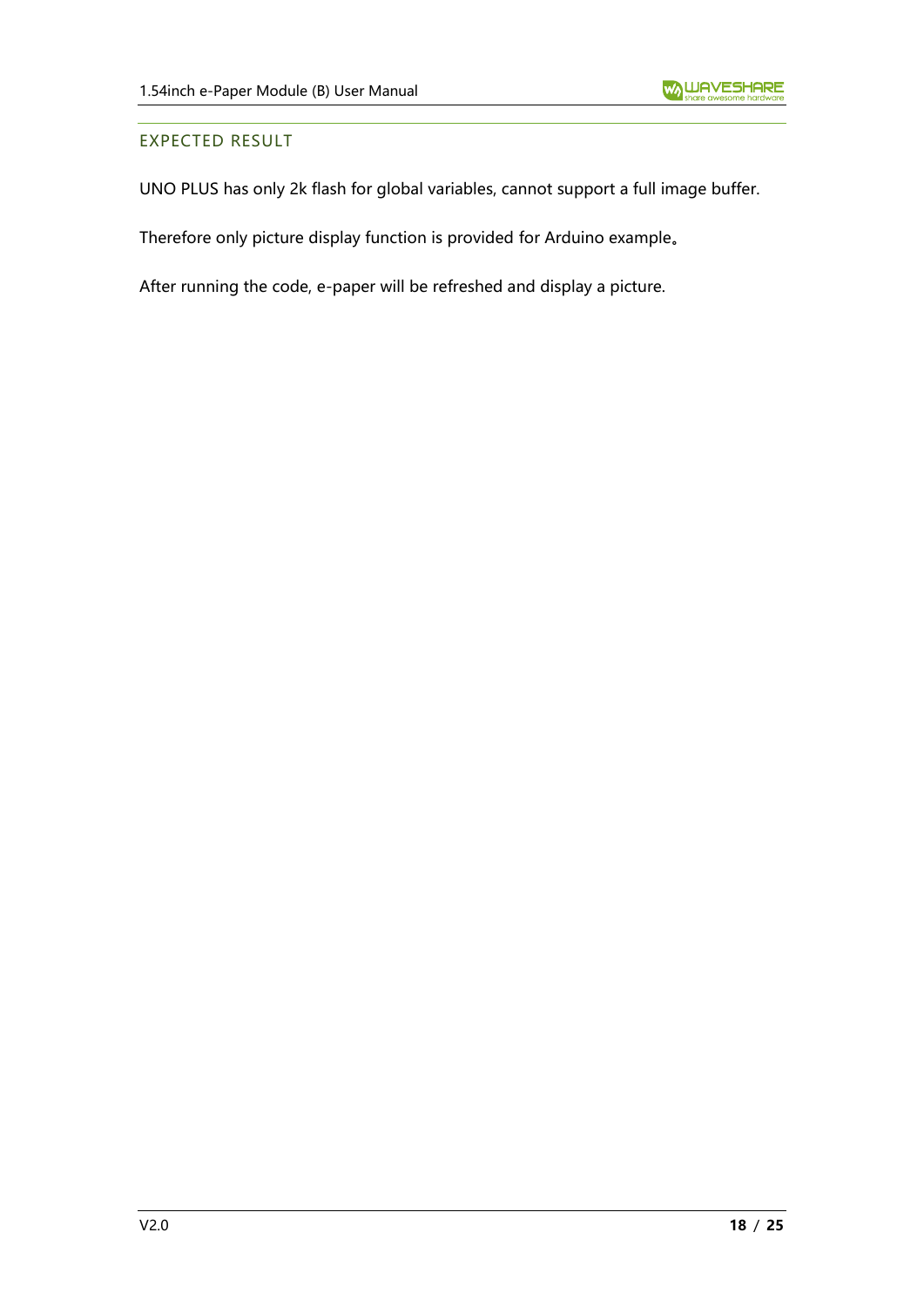## EXPECTED RESULT

UNO PLUS has only 2k flash for global variables, cannot support a full image buffer.

Therefore only picture display function is provided for Arduino example。

After running the code, e-paper will be refreshed and display a picture.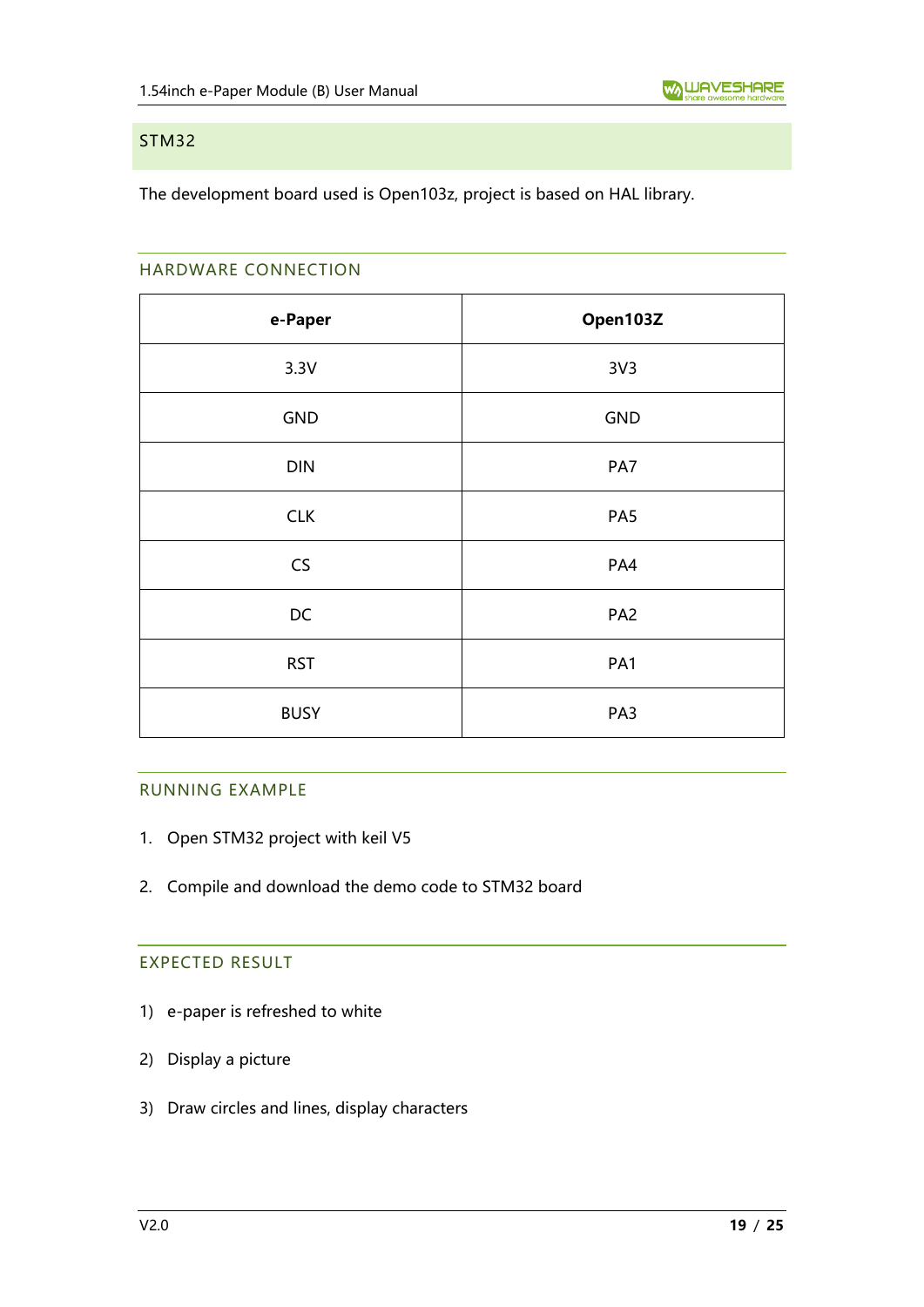## STM32

The development board used is Open103z, project is based on HAL library.

### HARDWARE CONNECTION

| e-Paper | Open103Z |
|---|---|
| 3.3V | 3V3 |
| GND | GND |
| DIN | PA7 |
| CLK | PA5 |
| CS | PA4 |
| DC | PA2 |
| RST | PA1 |
| BUSY | PA3 |

### RUNNING EXAMPLE

1. Open STM32 project with keil V5
2. Compile and download the demo code to STM32 board

### EXPECTED RESULT

1) e-paper is refreshed to white
2) Display a picture
3) Draw circles and lines, display characters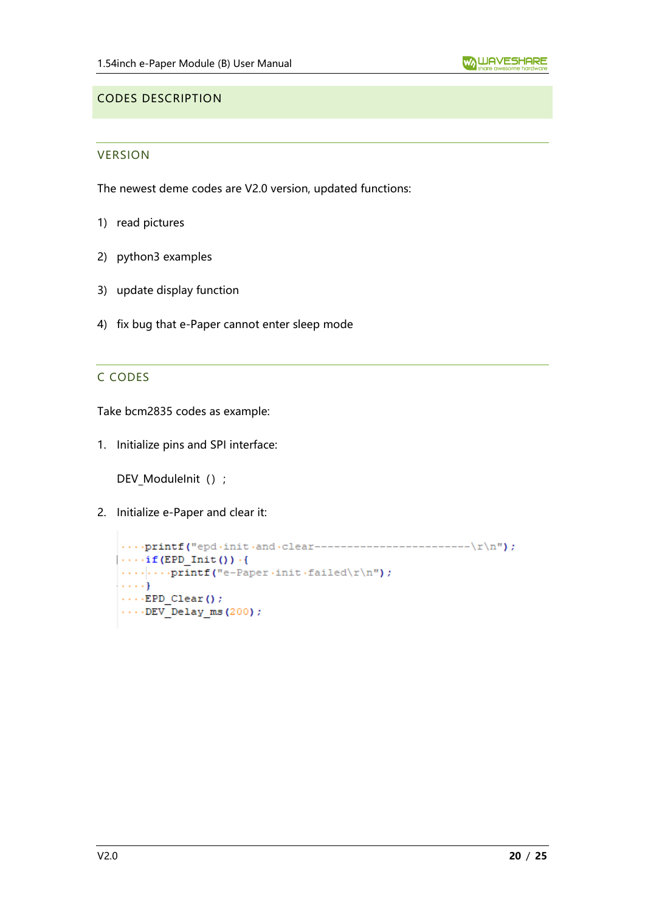# CODES DESCRIPTION

## VERSION

The newest deme codes are V2.0 version, updated functions:

1) read pictures
2) python3 examples
3) update display function
4) fix bug that e-Paper cannot enter sleep mode

## C CODES

Take bcm2835 codes as example:

1. Initialize pins and SPI interface:

   DEV_ModuleInit（）；

2. Initialize e-Paper and clear it:

```
    printf("epd init and clear------------------------\r\n");
    if(EPD_Init()) {
        printf("e-Paper init failed\r\n");
    }
    EPD_Clear();
    DEV_Delay_ms(200);
```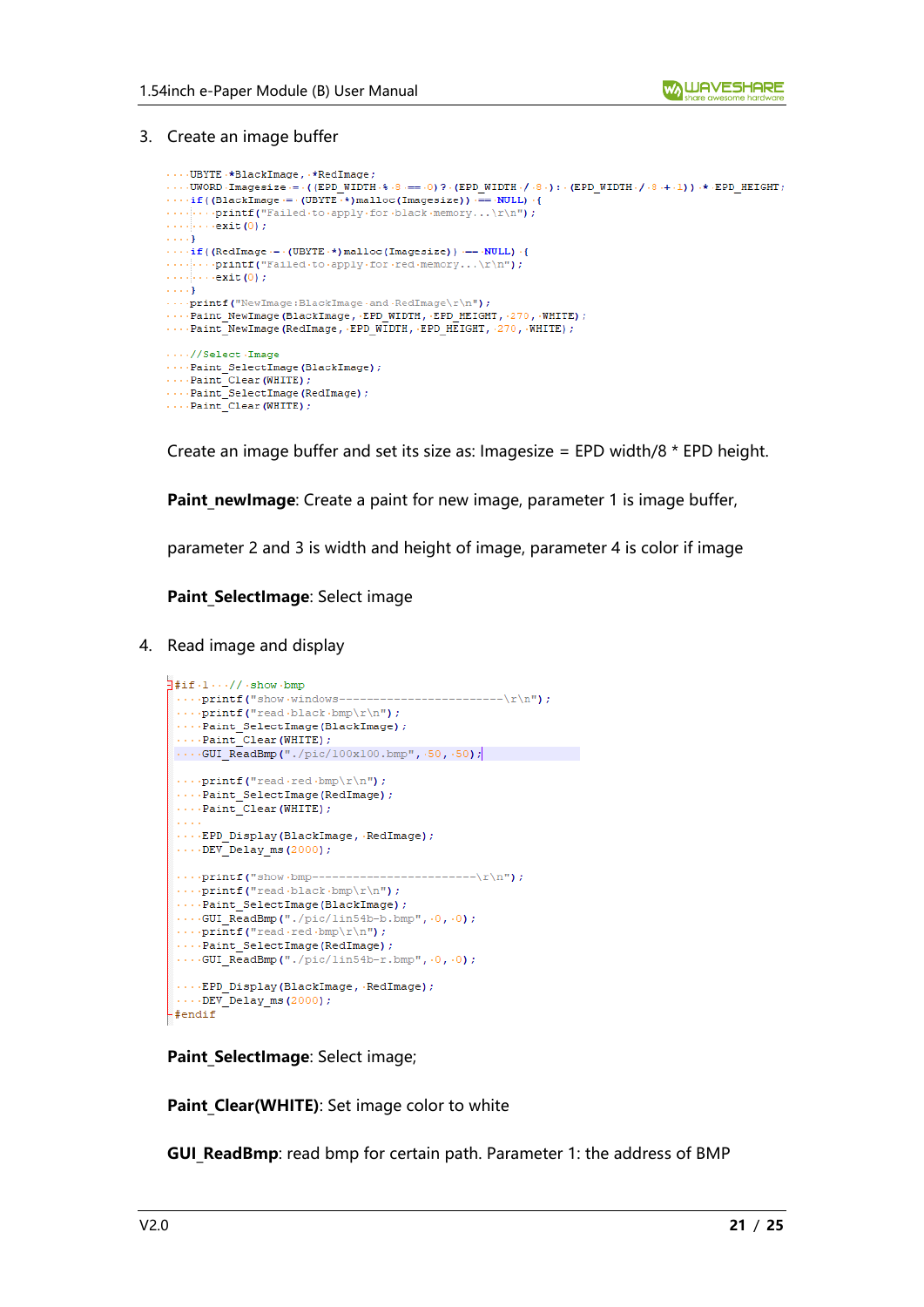3. Create an image buffer

```
UBYTE *BlackImage, *RedImage;
UWORD Imagesize = ((EPD_WIDTH % 8 == 0)? (EPD_WIDTH / 8 ): (EPD_WIDTH / 8 + 1)) * EPD_HEIGHT;
if((BlackImage = (UBYTE *)malloc(Imagesize)) == NULL) {
    printf("Failed to apply for black memory...\r\n");
    exit(0);
}
if((RedImage = (UBYTE *)malloc(Imagesize)) == NULL) {
    printf("Failed to apply for red memory...\r\n");
    exit(0);
}
printf("NewImage:BlackImage and RedImage\r\n");
Paint_NewImage(BlackImage, EPD_WIDTH, EPD_HEIGHT, 270, WHITE);
Paint_NewImage(RedImage, EPD_WIDTH, EPD_HEIGHT, 270, WHITE);

//Select Image
Paint_SelectImage(BlackImage);
Paint_Clear(WHITE);
Paint_SelectImage(RedImage);
Paint_Clear(WHITE);
```

Create an image buffer and set its size as: Imagesize = EPD width/8 * EPD height.

**Paint_newImage**: Create a paint for new image, parameter 1 is image buffer,

parameter 2 and 3 is width and height of image, parameter 4 is color if image

**Paint_SelectImage**: Select image

4. Read image and display

```
#if 1   // show bmp
    printf("show windows------------------------\r\n");
    printf("read black bmp\r\n");
    Paint_SelectImage(BlackImage);
    Paint_Clear(WHITE);
    GUI_ReadBmp("./pic/100x100.bmp", 50, 50);

    printf("read red bmp\r\n");
    Paint_SelectImage(RedImage);
    Paint_Clear(WHITE);

    EPD_Display(BlackImage, RedImage);
    DEV_Delay_ms(2000);

    printf("show bmp------------------------\r\n");
    printf("read black bmp\r\n");
    Paint_SelectImage(BlackImage);
    GUI_ReadBmp("./pic/1in54b-b.bmp", 0, 0);
    printf("read red bmp\r\n");
    Paint_SelectImage(RedImage);
    GUI_ReadBmp("./pic/1in54b-r.bmp", 0, 0);

    EPD_Display(BlackImage, RedImage);
    DEV_Delay_ms(2000);
#endif
```

**Paint_SelectImage**: Select image;

**Paint_Clear(WHITE)**: Set image color to white

**GUI_ReadBmp**: read bmp for certain path. Parameter 1: the address of BMP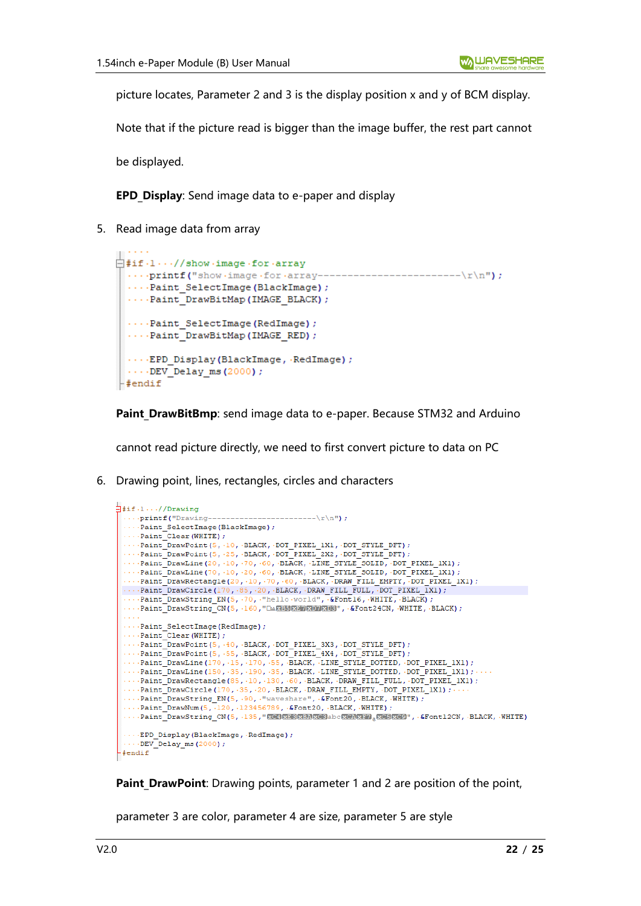picture locates, Parameter 2 and 3 is the display position x and y of BCM display.

Note that if the picture read is bigger than the image buffer, the rest part cannot be displayed.

**EPD_Display**: Send image data to e-paper and display

5. Read image data from array

```
#if 1   //show image for array
    printf("show image for array-------------------------\r\n");
    Paint_SelectImage(BlackImage);
    Paint_DrawBitMap(IMAGE_BLACK);

    Paint_SelectImage(RedImage);
    Paint_DrawBitMap(IMAGE_RED);

    EPD_Display(BlackImage, RedImage);
    DEV_Delay_ms(2000);
#endif
```

**Paint_DrawBitBmp**: send image data to e-paper. Because STM32 and Arduino cannot read picture directly, we need to first convert picture to data on PC

6. Drawing point, lines, rectangles, circles and characters

```
#if 1   //Drawing
    printf("Drawing------------------------\r\n");
    Paint_SelectImage(BlackImage);
    Paint_Clear(WHITE);
    Paint_DrawPoint(5, 10, BLACK, DOT_PIXEL_1X1, DOT_STYLE_DFT);
    Paint_DrawPoint(5, 25, BLACK, DOT_PIXEL_2X2, DOT_STYLE_DFT);
    Paint_DrawLine(20, 10, 70, 60, BLACK, LINE_STYLE_SOLID, DOT_PIXEL_1X1);
    Paint_DrawLine(70, 10, 20, 60, BLACK, LINE_STYLE_SOLID, DOT_PIXEL_1X1);
    Paint_DrawRectangle(20, 10, 70, 60, BLACK, DRAW_FILL_EMPTY, DOT_PIXEL_1X1);
    Paint_DrawCircle(170, 85, 20, BLACK, DRAW_FILL_FULL, DOT_PIXEL_1X1);
    Paint_DrawString_EN(5, 70, "hello world", &Font16, WHITE, BLACK);
    Paint_DrawString_CN(5, 160, "你好abc树莓派", &Font24CN, WHITE, BLACK);

    Paint_SelectImage(RedImage);
    Paint_Clear(WHITE);
    Paint_DrawPoint(5, 40, BLACK, DOT_PIXEL_3X3, DOT_STYLE_DFT);
    Paint_DrawPoint(5, 55, BLACK, DOT_PIXEL_4X4, DOT_STYLE_DFT);
    Paint_DrawLine(170, 15, 170, 55, BLACK, LINE_STYLE_DOTTED, DOT_PIXEL_1X1);
    Paint_DrawLine(150, 35, 190, 35, BLACK, LINE_STYLE_DOTTED, DOT_PIXEL_1X1);
    Paint_DrawRectangle(85, 10, 130, 60, BLACK, DRAW_FILL_FULL, DOT_PIXEL_1X1);
    Paint_DrawCircle(170, 35, 20, BLACK, DRAW_FILL_EMPTY, DOT_PIXEL_1X1);
    Paint_DrawString_EN(5, 90, "waveshare", &Font20, BLACK, WHITE);
    Paint_DrawNum(5, 120, 123456789, &Font20, BLACK, WHITE);
    Paint_DrawString_CN(5, 135, "微雪电子abc树莓派", &Font12CN, BLACK, WHITE)

    EPD_Display(BlackImage, RedImage);
    DEV_Delay_ms(2000);
#endif
```

**Paint_DrawPoint**: Drawing points, parameter 1 and 2 are position of the point, parameter 3 are color, parameter 4 are size, parameter 5 are style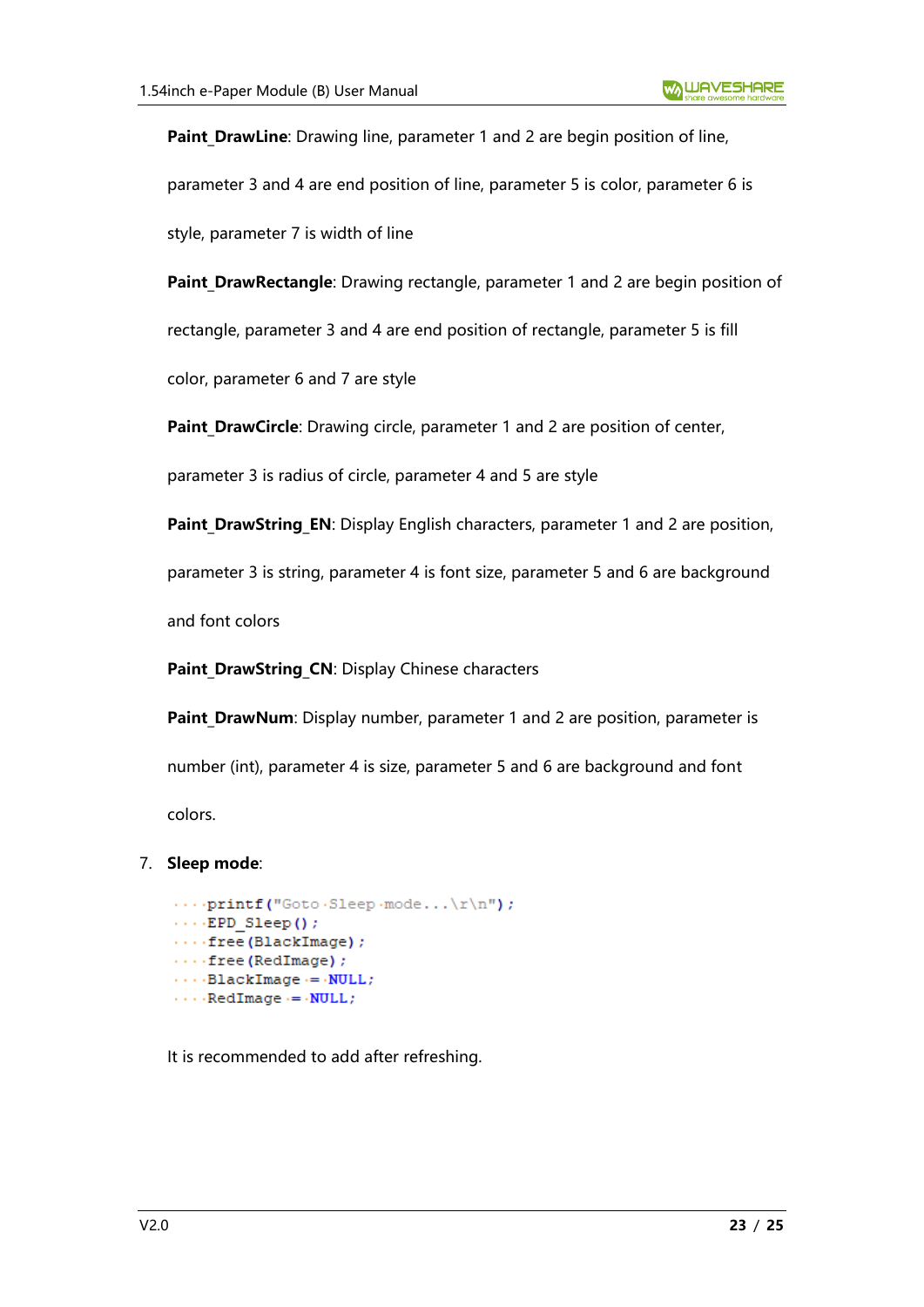**Paint_DrawLine**: Drawing line, parameter 1 and 2 are begin position of line, parameter 3 and 4 are end position of line, parameter 5 is color, parameter 6 is style, parameter 7 is width of line

**Paint_DrawRectangle**: Drawing rectangle, parameter 1 and 2 are begin position of rectangle, parameter 3 and 4 are end position of rectangle, parameter 5 is fill color, parameter 6 and 7 are style

**Paint_DrawCircle**: Drawing circle, parameter 1 and 2 are position of center, parameter 3 is radius of circle, parameter 4 and 5 are style

**Paint_DrawString_EN**: Display English characters, parameter 1 and 2 are position, parameter 3 is string, parameter 4 is font size, parameter 5 and 6 are background and font colors

**Paint_DrawString_CN**: Display Chinese characters

**Paint_DrawNum**: Display number, parameter 1 and 2 are position, parameter is number (int), parameter 4 is size, parameter 5 and 6 are background and font colors.

7. **Sleep mode**:

```
    printf("Goto Sleep mode...\r\n");
    EPD_Sleep();
    free(BlackImage);
    free(RedImage);
    BlackImage = NULL;
    RedImage = NULL;
```

It is recommended to add after refreshing.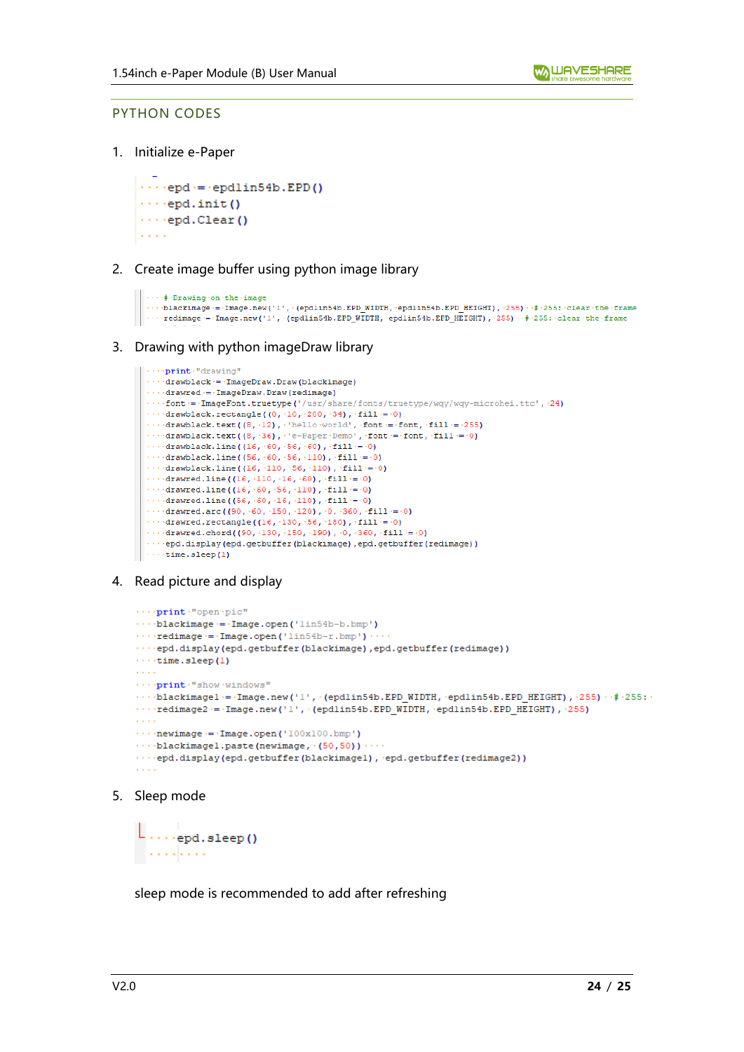## PYTHON CODES

1. Initialize e-Paper

```
    epd = epd1in54b.EPD()
    epd.init()
    epd.Clear()
```

2. Create image buffer using python image library

```
    # Drawing on the image
    blackimage = Image.new('1', (epd1in54b.EPD_WIDTH, epd1in54b.EPD_HEIGHT), 255)  # 255: clear the frame
    redimage = Image.new('1', (epd1in54b.EPD_WIDTH, epd1in54b.EPD_HEIGHT), 255)  # 255: clear the frame
```

3. Drawing with python imageDraw library

```
    print "drawing"
    drawblack = ImageDraw.Draw(blackimage)
    drawred = ImageDraw.Draw(redimage)
    font = ImageFont.truetype('/usr/share/fonts/truetype/wqy/wqy-microhei.ttc', 24)
    drawblack.rectangle((0, 10, 200, 34), fill = 0)
    drawblack.text((8, 12), 'hello world', font = font, fill = 255)
    drawblack.text((8, 36), 'e-Paper Demo', font = font, fill = 0)
    drawblack.line((16, 60, 56, 60), fill = 0)
    drawblack.line((56, 60, 56, 110), fill = 0)
    drawblack.line((16, 110, 56, 110), fill = 0)
    drawred.line((16, 110, 16, 60), fill = 0)
    drawred.line((16, 60, 56, 110), fill = 0)
    drawred.line((56, 60, 16, 110), fill = 0)
    drawred.arc((90, 60, 150, 120), 0, 360, fill = 0)
    drawred.rectangle((16, 130, 56, 180), fill = 0)
    drawred.chord((90, 130, 150, 190), 0, 360, fill = 0)
    epd.display(epd.getbuffer(blackimage),epd.getbuffer(redimage))
    time.sleep(1)
```

4. Read picture and display

```
    print "open pic"
    blackimage = Image.open('1in54b-b.bmp')
    redimage = Image.open('1in54b-r.bmp')
    epd.display(epd.getbuffer(blackimage),epd.getbuffer(redimage))
    time.sleep(1)

    print "show windows"
    blackimage1 = Image.new('1', (epd1in54b.EPD_WIDTH, epd1in54b.EPD_HEIGHT), 255)  # 255:
    redimage2 = Image.new('1', (epd1in54b.EPD_WIDTH, epd1in54b.EPD_HEIGHT), 255)

    newimage = Image.open('100x100.bmp')
    blackimage1.paste(newimage, (50,50))
    epd.display(epd.getbuffer(blackimage1), epd.getbuffer(redimage2))
```

5. Sleep mode

```
    epd.sleep()
```

sleep mode is recommended to add after refreshing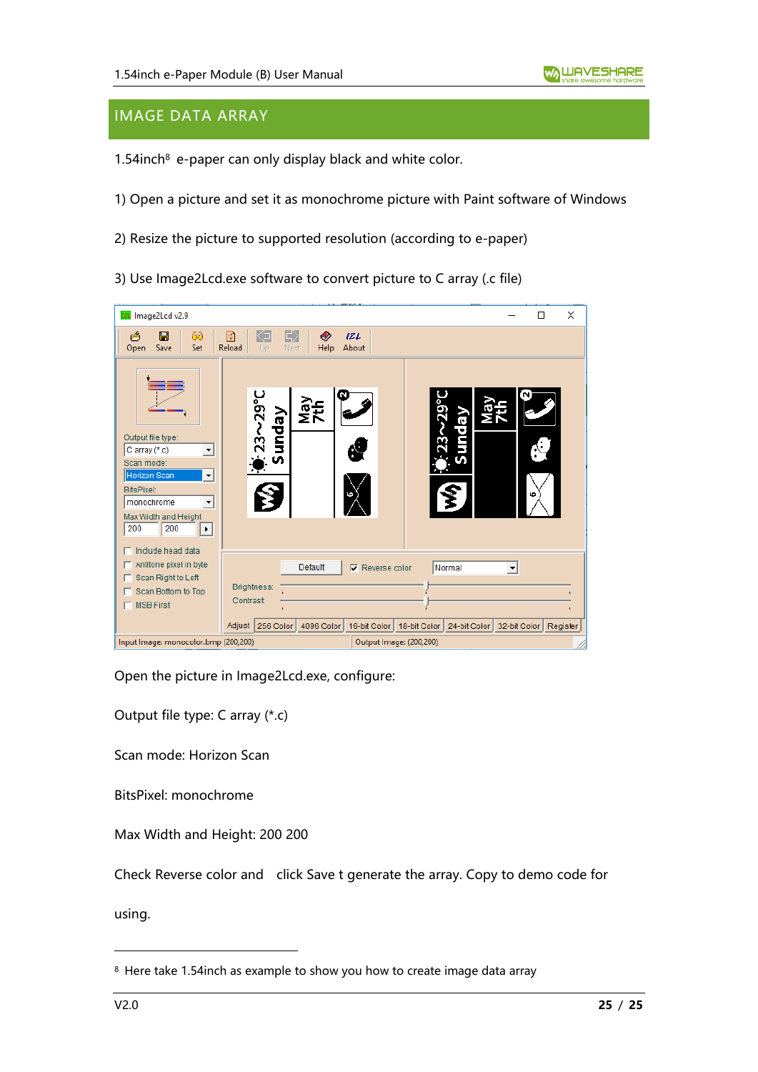## IMAGE DATA ARRAY

1.54inch[8] e-paper can only display black and white color.

1) Open a picture and set it as monochrome picture with Paint software of Windows

2) Resize the picture to supported resolution (according to e-paper)

3) Use Image2Lcd.exe software to convert picture to C array (.c file)

Open the picture in Image2Lcd.exe, configure:

Output file type: C array (*.c)

Scan mode: Horizon Scan

BitsPixel: monochrome

Max Width and Height: 200 200

Check Reverse color and click Save t generate the array. Copy to demo code for using.

---

[8] Here take 1.54inch as example to show you how to create image data array